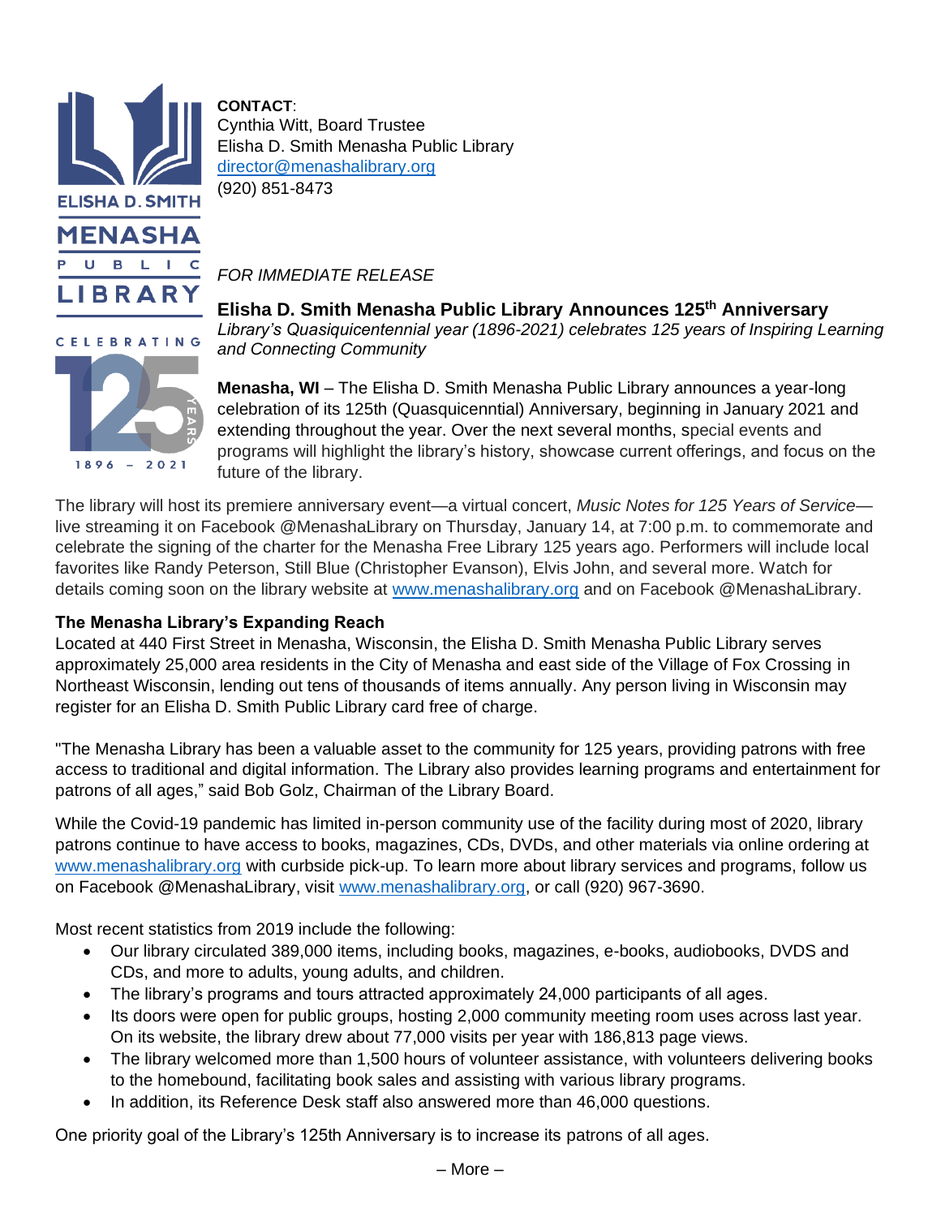ELISHA D. SMITH
MENASHA
PUBLIC
LIBRARY

CELEBRATING 125 YEARS
1896 – 2021

**CONTACT**:
Cynthia Witt, Board Trustee
Elisha D. Smith Menasha Public Library
director@menashalibrary.org
(920) 851-8473

*FOR IMMEDIATE RELEASE*

# Elisha D. Smith Menasha Public Library Announces 125th Anniversary

*Library's Quasiquicentennial year (1896-2021) celebrates 125 years of Inspiring Learning and Connecting Community*

**Menasha, WI** – The Elisha D. Smith Menasha Public Library announces a year-long celebration of its 125th (Quasquicenntial) Anniversary, beginning in January 2021 and extending throughout the year. Over the next several months, special events and programs will highlight the library's history, showcase current offerings, and focus on the future of the library.

The library will host its premiere anniversary event—a virtual concert, *Music Notes for 125 Years of Service*—live streaming it on Facebook @MenashaLibrary on Thursday, January 14, at 7:00 p.m. to commemorate and celebrate the signing of the charter for the Menasha Free Library 125 years ago. Performers will include local favorites like Randy Peterson, Still Blue (Christopher Evanson), Elvis John, and several more. Watch for details coming soon on the library website at www.menashalibrary.org and on Facebook @MenashaLibrary.

**The Menasha Library's Expanding Reach**

Located at 440 First Street in Menasha, Wisconsin, the Elisha D. Smith Menasha Public Library serves approximately 25,000 area residents in the City of Menasha and east side of the Village of Fox Crossing in Northeast Wisconsin, lending out tens of thousands of items annually. Any person living in Wisconsin may register for an Elisha D. Smith Public Library card free of charge.

"The Menasha Library has been a valuable asset to the community for 125 years, providing patrons with free access to traditional and digital information. The Library also provides learning programs and entertainment for patrons of all ages," said Bob Golz, Chairman of the Library Board.

While the Covid-19 pandemic has limited in-person community use of the facility during most of 2020, library patrons continue to have access to books, magazines, CDs, DVDs, and other materials via online ordering at www.menashalibrary.org with curbside pick-up. To learn more about library services and programs, follow us on Facebook @MenashaLibrary, visit www.menashalibrary.org, or call (920) 967-3690.

Most recent statistics from 2019 include the following:

- Our library circulated 389,000 items, including books, magazines, e-books, audiobooks, DVDS and CDs, and more to adults, young adults, and children.
- The library's programs and tours attracted approximately 24,000 participants of all ages.
- Its doors were open for public groups, hosting 2,000 community meeting room uses across last year. On its website, the library drew about 77,000 visits per year with 186,813 page views.
- The library welcomed more than 1,500 hours of volunteer assistance, with volunteers delivering books to the homebound, facilitating book sales and assisting with various library programs.
- In addition, its Reference Desk staff also answered more than 46,000 questions.

One priority goal of the Library's 125th Anniversary is to increase its patrons of all ages.

– More –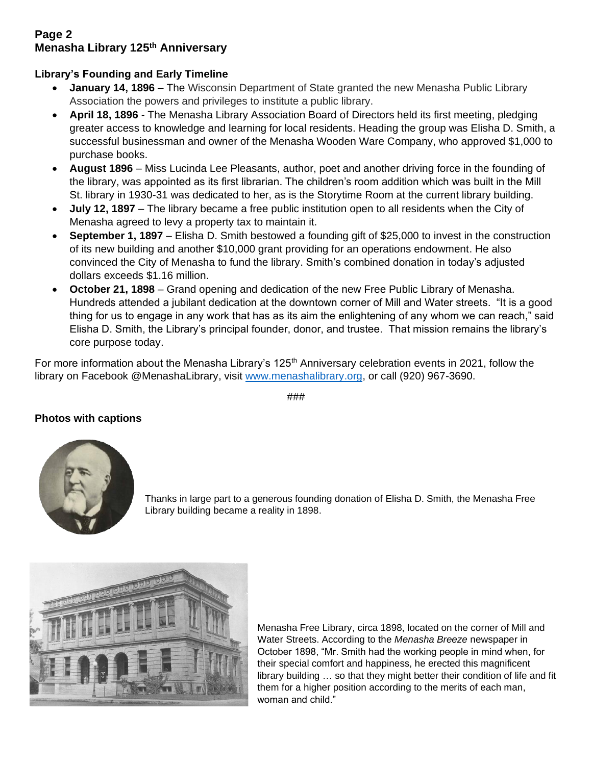**Page 2**
**Menasha Library 125th Anniversary**

**Library's Founding and Early Timeline**

- **January 14, 1896** – The Wisconsin Department of State granted the new Menasha Public Library Association the powers and privileges to institute a public library.
- **April 18, 1896** - The Menasha Library Association Board of Directors held its first meeting, pledging greater access to knowledge and learning for local residents. Heading the group was Elisha D. Smith, a successful businessman and owner of the Menasha Wooden Ware Company, who approved $1,000 to purchase books.
- **August 1896** – Miss Lucinda Lee Pleasants, author, poet and another driving force in the founding of the library, was appointed as its first librarian. The children's room addition which was built in the Mill St. library in 1930-31 was dedicated to her, as is the Storytime Room at the current library building.
- **July 12, 1897** – The library became a free public institution open to all residents when the City of Menasha agreed to levy a property tax to maintain it.
- **September 1, 1897** – Elisha D. Smith bestowed a founding gift of $25,000 to invest in the construction of its new building and another $10,000 grant providing for an operations endowment. He also convinced the City of Menasha to fund the library. Smith's combined donation in today's adjusted dollars exceeds $1.16 million.
- **October 21, 1898** – Grand opening and dedication of the new Free Public Library of Menasha. Hundreds attended a jubilant dedication at the downtown corner of Mill and Water streets. "It is a good thing for us to engage in any work that has as its aim the enlightening of any whom we can reach," said Elisha D. Smith, the Library's principal founder, donor, and trustee. That mission remains the library's core purpose today.

For more information about the Menasha Library's 125th Anniversary celebration events in 2021, follow the library on Facebook @MenashaLibrary, visit www.menashalibrary.org, or call (920) 967-3690.

###

**Photos with captions**

Thanks in large part to a generous founding donation of Elisha D. Smith, the Menasha Free Library building became a reality in 1898.

Menasha Free Library, circa 1898, located on the corner of Mill and Water Streets. According to the *Menasha Breeze* newspaper in October 1898, "Mr. Smith had the working people in mind when, for their special comfort and happiness, he erected this magnificent library building … so that they might better their condition of life and fit them for a higher position according to the merits of each man, woman and child."